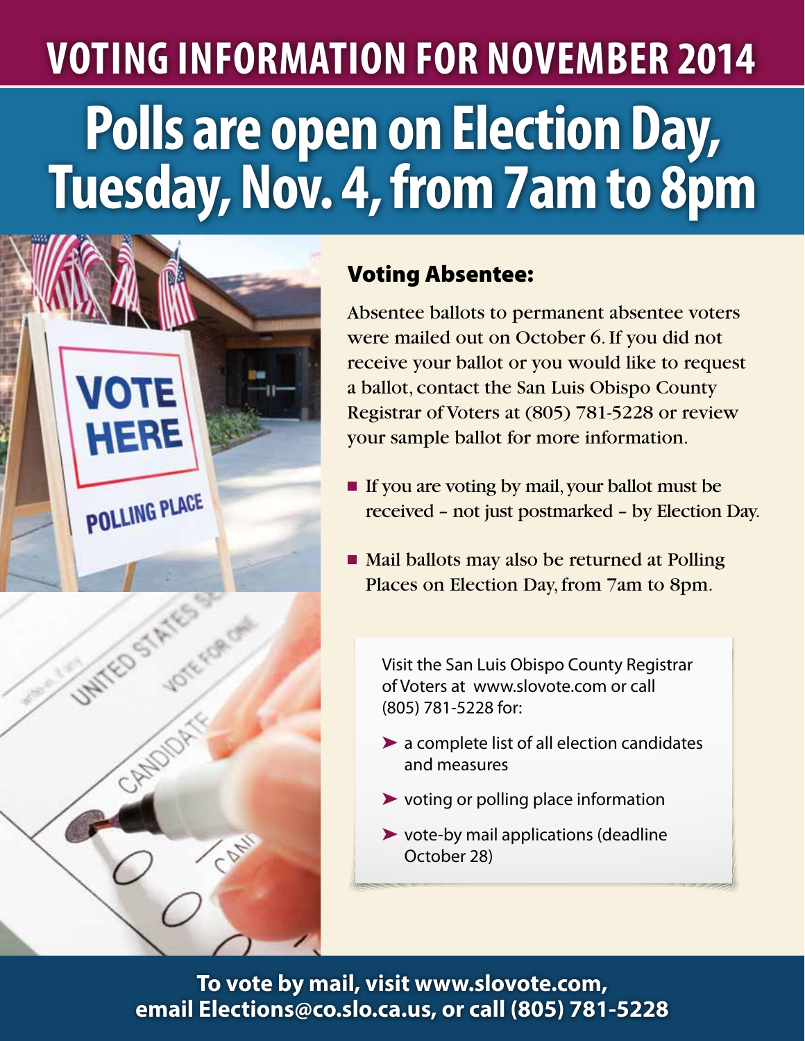# VOTING INFORMATION FOR NOVEMBER 2014

# Polls are open on Election Day, Tuesday, Nov. 4, from 7am to 8pm

## Voting Absentee:

Absentee ballots to permanent absentee voters were mailed out on October 6. If you did not receive your ballot or you would like to request a ballot, contact the San Luis Obispo County Registrar of Voters at (805) 781-5228 or review your sample ballot for more information.

- If you are voting by mail, your ballot must be received – not just postmarked – by Election Day.
- Mail ballots may also be returned at Polling Places on Election Day, from 7am to 8pm.

Visit the San Luis Obispo County Registrar of Voters at www.slovote.com or call (805) 781-5228 for:

- a complete list of all election candidates and measures
- voting or polling place information
- vote-by mail applications (deadline October 28)

**To vote by mail, visit www.slovote.com, email Elections@co.slo.ca.us, or call (805) 781-5228**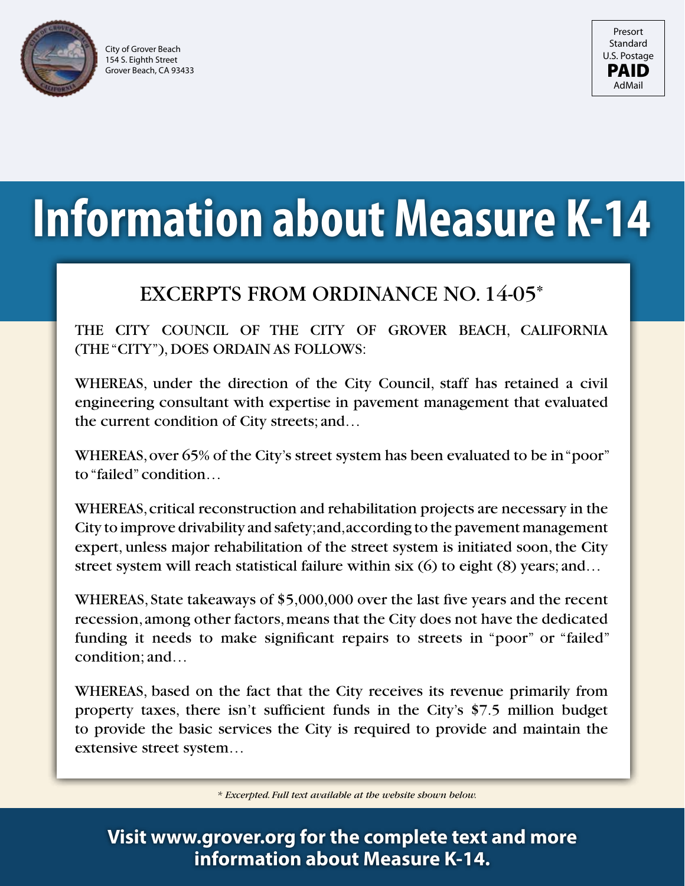City of Grover Beach
154 S. Eighth Street
Grover Beach, CA 93433

Presort
Standard
U.S. Postage
**PAID**
AdMail

# Information about Measure K-14

## EXCERPTS FROM ORDINANCE NO. 14-05*

THE CITY COUNCIL OF THE CITY OF GROVER BEACH, CALIFORNIA (THE "CITY"), DOES ORDAIN AS FOLLOWS:

WHEREAS, under the direction of the City Council, staff has retained a civil engineering consultant with expertise in pavement management that evaluated the current condition of City streets; and…

WHEREAS, over 65% of the City's street system has been evaluated to be in "poor" to "failed" condition…

WHEREAS, critical reconstruction and rehabilitation projects are necessary in the City to improve drivability and safety; and, according to the pavement management expert, unless major rehabilitation of the street system is initiated soon, the City street system will reach statistical failure within six (6) to eight (8) years; and…

WHEREAS, State takeaways of $5,000,000 over the last five years and the recent recession, among other factors, means that the City does not have the dedicated funding it needs to make significant repairs to streets in "poor" or "failed" condition; and…

WHEREAS, based on the fact that the City receives its revenue primarily from property taxes, there isn't sufficient funds in the City's $7.5 million budget to provide the basic services the City is required to provide and maintain the extensive street system…

*\* Excerpted. Full text available at the website shown below.*

**Visit www.grover.org for the complete text and more information about Measure K-14.**